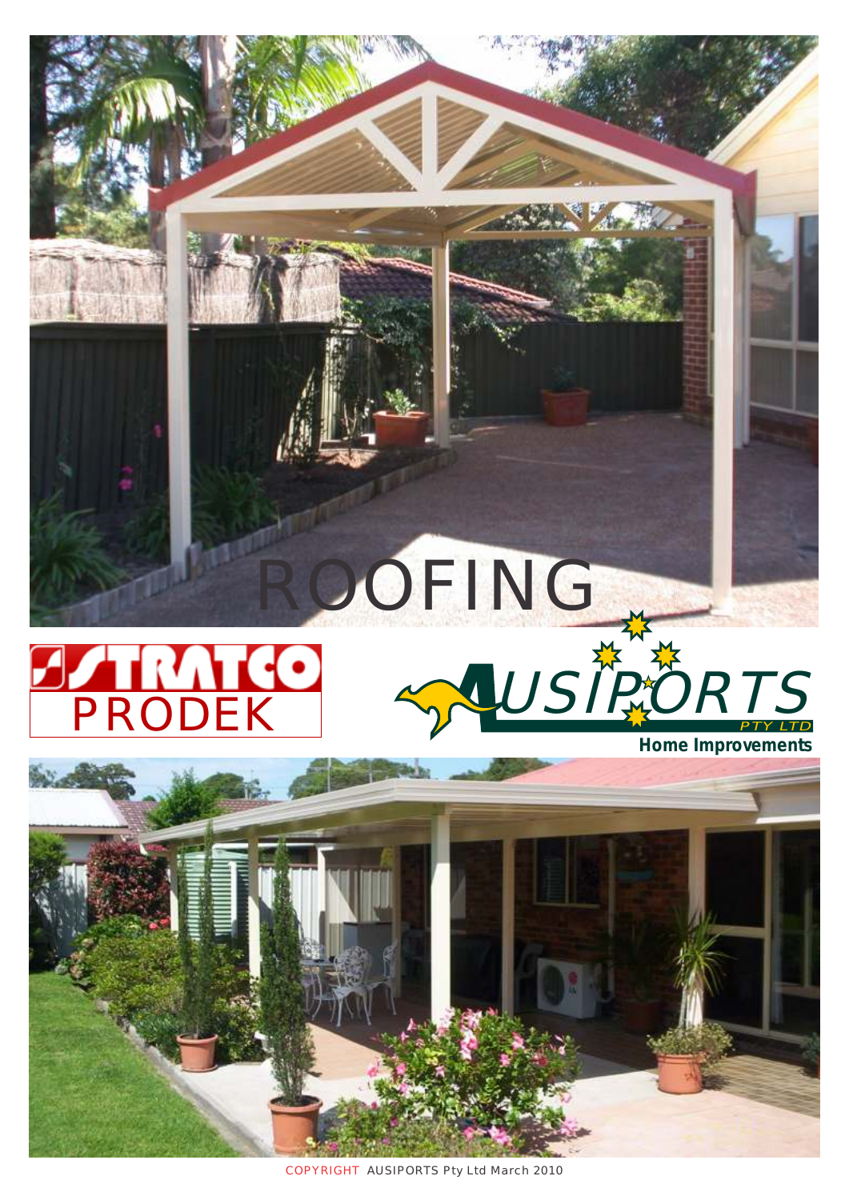# ROOFING

STRATCO PRODEK

AUSIPORTS PTY LTD

**Home Improvements**

COPYRIGHT AUSIPORTS Pty Ltd March 2010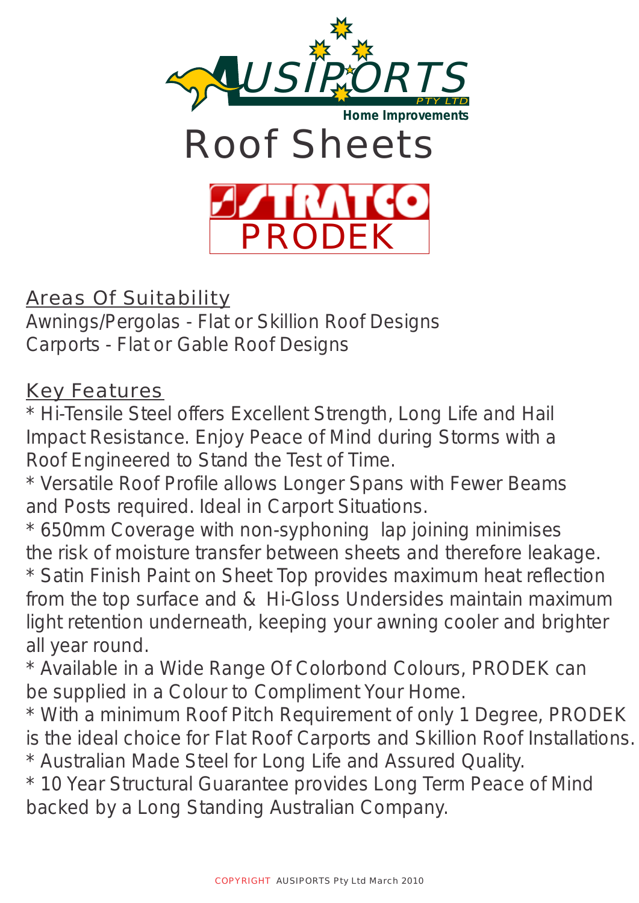AUSIPORTS PTY LTD
Home Improvements

# Roof Sheets

STRATCO
PRODEK

## Areas Of Suitability

Awnings/Pergolas - Flat or Skillion Roof Designs
Carports - Flat or Gable Roof Designs

## Key Features

* Hi-Tensile Steel offers Excellent Strength, Long Life and Hail Impact Resistance. Enjoy Peace of Mind during Storms with a Roof Engineered to Stand the Test of Time.
* Versatile Roof Profile allows Longer Spans with Fewer Beams and Posts required. Ideal in Carport Situations.
* 650mm Coverage with non-syphoning lap joining minimises the risk of moisture transfer between sheets and therefore leakage.
* Satin Finish Paint on Sheet Top provides maximum heat reflection from the top surface and & Hi-Gloss Undersides maintain maximum light retention underneath, keeping your awning cooler and brighter all year round.
* Available in a Wide Range Of Colorbond Colours, PRODEK can be supplied in a Colour to Compliment Your Home.
* With a minimum Roof Pitch Requirement of only 1 Degree, PRODEK is the ideal choice for Flat Roof Carports and Skillion Roof Installations.
* Australian Made Steel for Long Life and Assured Quality.
* 10 Year Structural Guarantee provides Long Term Peace of Mind backed by a Long Standing Australian Company.

COPYRIGHT AUSIPORTS Pty Ltd March 2010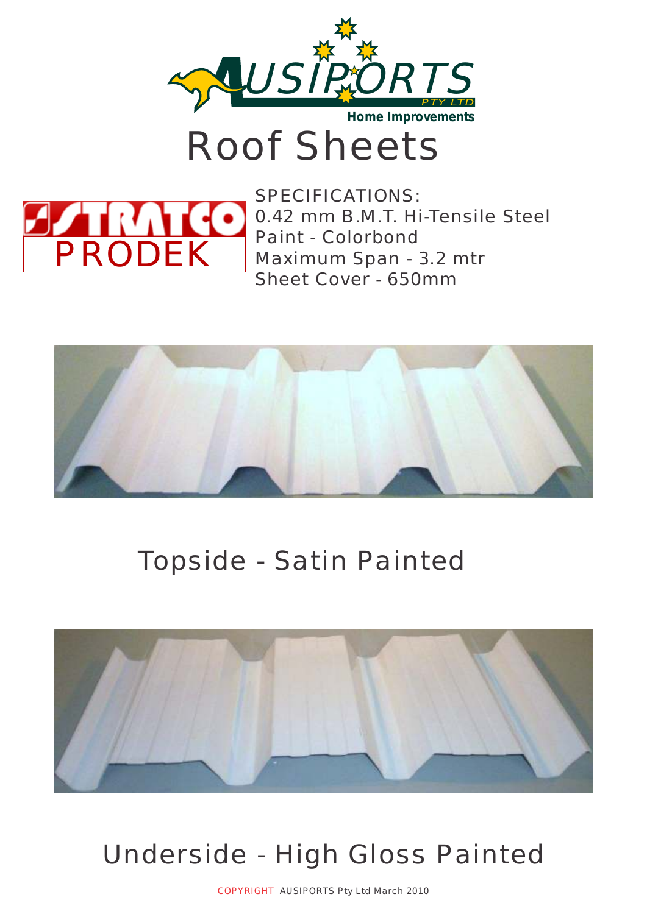AUSIPORTS PTY LTD
Home Improvements

# Roof Sheets

STRATCO
PRODEK

SPECIFICATIONS:
0.42 mm B.M.T. Hi-Tensile Steel
Paint - Colorbond
Maximum Span - 3.2 mtr
Sheet Cover - 650mm

## Topside - Satin Painted

## Underside - High Gloss Painted

COPYRIGHT AUSIPORTS Pty Ltd March 2010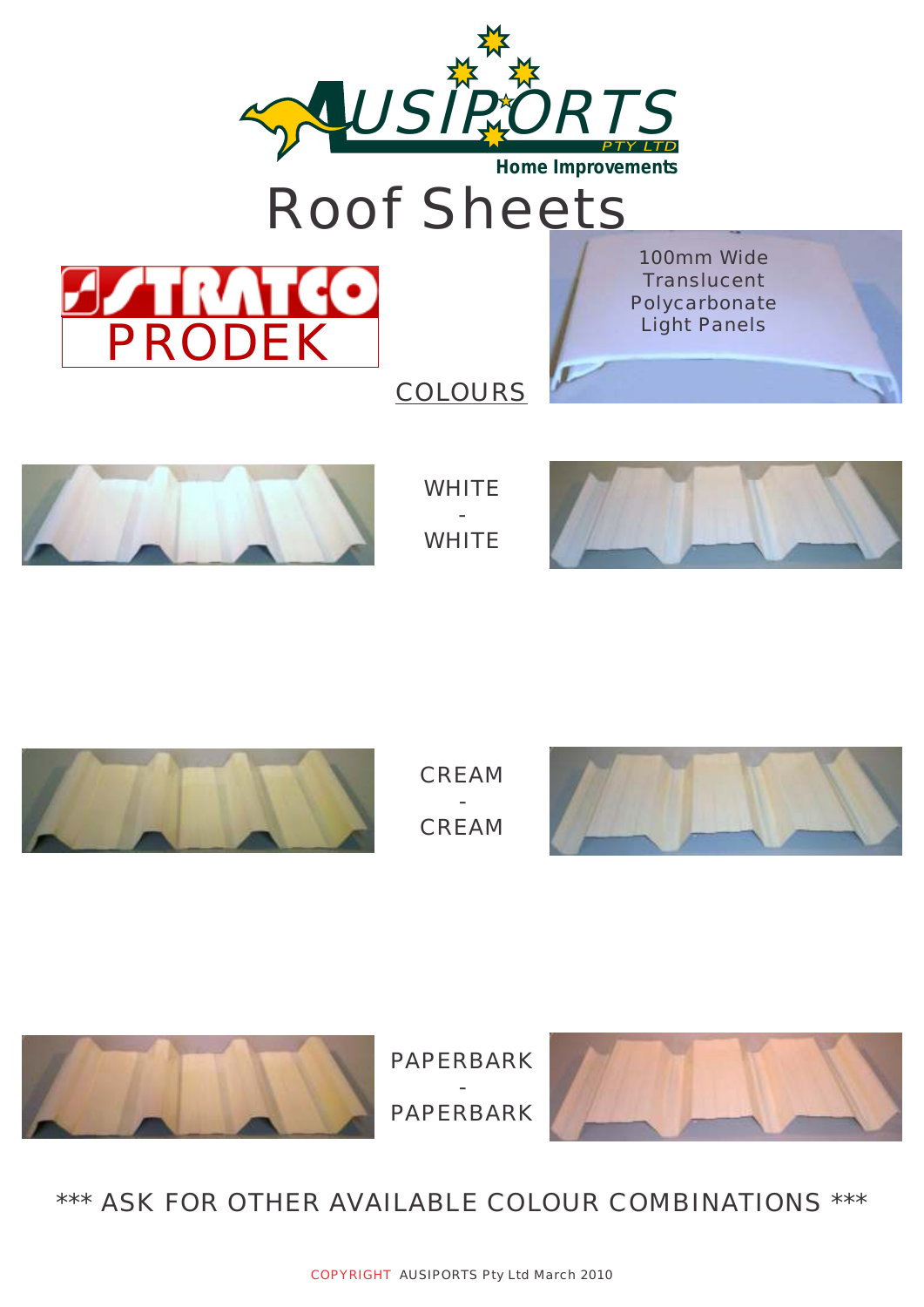AUSIPORTS PTY LTD

Home Improvements

# Roof Sheets

STRATCO PRODEK

100mm Wide Translucent Polycarbonate Light Panels

COLOURS

WHITE - WHITE

CREAM - CREAM

PAPERBARK - PAPERBARK

*** ASK FOR OTHER AVAILABLE COLOUR COMBINATIONS ***

COPYRIGHT AUSIPORTS Pty Ltd March 2010